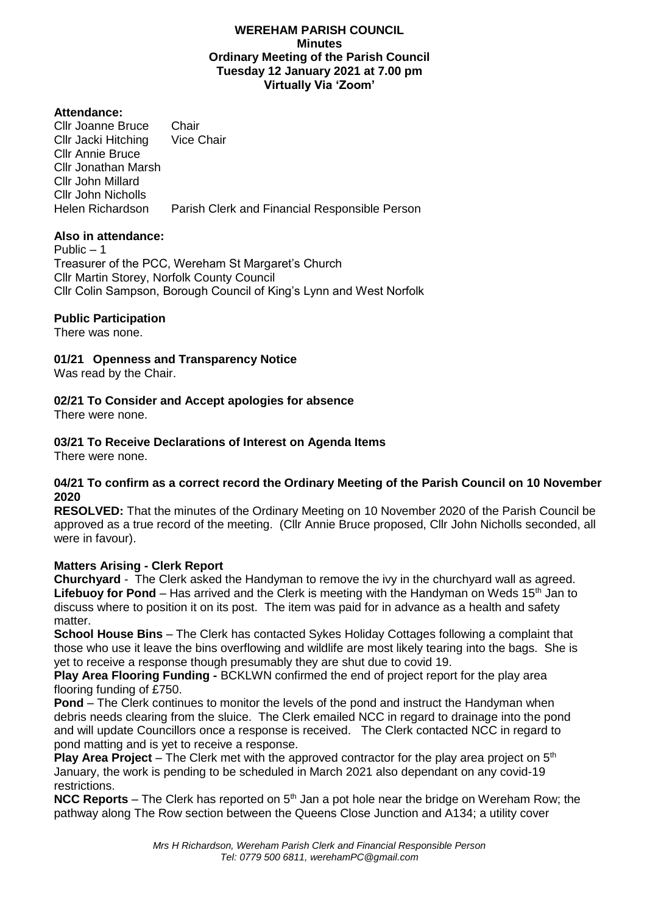# WEREHAM PARISH COUNCIL

## Minutes

## Ordinary Meeting of the Parish Council

## Tuesday 12 January 2021 at 7.00 pm

## Virtually Via 'Zoom'

**Attendance:**

Cllr Joanne Bruce Chair
Cllr Jacki Hitching Vice Chair
Cllr Annie Bruce
Cllr Jonathan Marsh
Cllr John Millard
Cllr John Nicholls
Helen Richardson Parish Clerk and Financial Responsible Person

**Also in attendance:**

Public – 1
Treasurer of the PCC, Wereham St Margaret's Church
Cllr Martin Storey, Norfolk County Council
Cllr Colin Sampson, Borough Council of King's Lynn and West Norfolk

**Public Participation**

There was none.

**01/21 Openness and Transparency Notice**

Was read by the Chair.

**02/21 To Consider and Accept apologies for absence**

There were none.

**03/21 To Receive Declarations of Interest on Agenda Items**

There were none.

**04/21 To confirm as a correct record the Ordinary Meeting of the Parish Council on 10 November 2020**

**RESOLVED:** That the minutes of the Ordinary Meeting on 10 November 2020 of the Parish Council be approved as a true record of the meeting. (Cllr Annie Bruce proposed, Cllr John Nicholls seconded, all were in favour).

**Matters Arising - Clerk Report**

**Churchyard** - The Clerk asked the Handyman to remove the ivy in the churchyard wall as agreed.
**Lifebuoy for Pond** – Has arrived and the Clerk is meeting with the Handyman on Weds 15th Jan to discuss where to position it on its post. The item was paid for in advance as a health and safety matter.

**School House Bins** – The Clerk has contacted Sykes Holiday Cottages following a complaint that those who use it leave the bins overflowing and wildlife are most likely tearing into the bags. She is yet to receive a response though presumably they are shut due to covid 19.

**Play Area Flooring Funding -** BCKLWN confirmed the end of project report for the play area flooring funding of £750.

**Pond** – The Clerk continues to monitor the levels of the pond and instruct the Handyman when debris needs clearing from the sluice. The Clerk emailed NCC in regard to drainage into the pond and will update Councillors once a response is received. The Clerk contacted NCC in regard to pond matting and is yet to receive a response.

**Play Area Project** – The Clerk met with the approved contractor for the play area project on 5th January, the work is pending to be scheduled in March 2021 also dependant on any covid-19 restrictions.

**NCC Reports** – The Clerk has reported on 5th Jan a pot hole near the bridge on Wereham Row; the pathway along The Row section between the Queens Close Junction and A134; a utility cover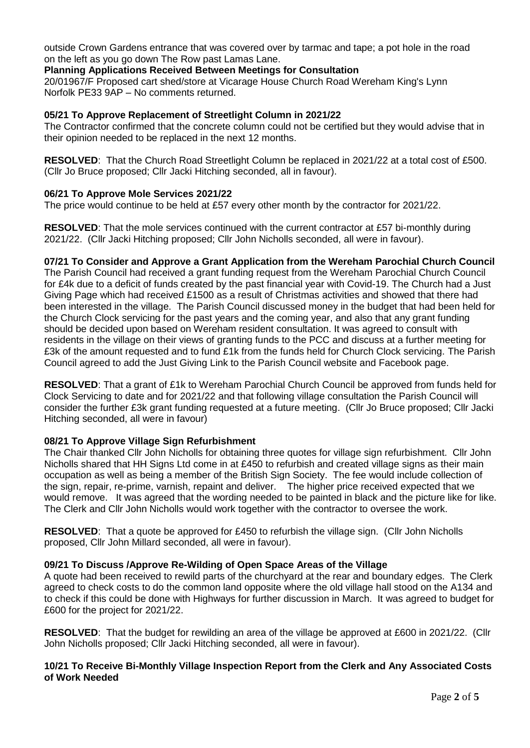outside Crown Gardens entrance that was covered over by tarmac and tape; a pot hole in the road on the left as you go down The Row past Lamas Lane.

**Planning Applications Received Between Meetings for Consultation**

20/01967/F Proposed cart shed/store at Vicarage House Church Road Wereham King's Lynn Norfolk PE33 9AP – No comments returned.

**05/21 To Approve Replacement of Streetlight Column in 2021/22**

The Contractor confirmed that the concrete column could not be certified but they would advise that in their opinion needed to be replaced in the next 12 months.

**RESOLVED**: That the Church Road Streetlight Column be replaced in 2021/22 at a total cost of £500. (Cllr Jo Bruce proposed; Cllr Jacki Hitching seconded, all in favour).

**06/21 To Approve Mole Services 2021/22**

The price would continue to be held at £57 every other month by the contractor for 2021/22.

**RESOLVED**: That the mole services continued with the current contractor at £57 bi-monthly during 2021/22. (Cllr Jacki Hitching proposed; Cllr John Nicholls seconded, all were in favour).

**07/21 To Consider and Approve a Grant Application from the Wereham Parochial Church Council**

The Parish Council had received a grant funding request from the Wereham Parochial Church Council for £4k due to a deficit of funds created by the past financial year with Covid-19. The Church had a Just Giving Page which had received £1500 as a result of Christmas activities and showed that there had been interested in the village. The Parish Council discussed money in the budget that had been held for the Church Clock servicing for the past years and the coming year, and also that any grant funding should be decided upon based on Wereham resident consultation. It was agreed to consult with residents in the village on their views of granting funds to the PCC and discuss at a further meeting for £3k of the amount requested and to fund £1k from the funds held for Church Clock servicing. The Parish Council agreed to add the Just Giving Link to the Parish Council website and Facebook page.

**RESOLVED**: That a grant of £1k to Wereham Parochial Church Council be approved from funds held for Clock Servicing to date and for 2021/22 and that following village consultation the Parish Council will consider the further £3k grant funding requested at a future meeting. (Cllr Jo Bruce proposed; Cllr Jacki Hitching seconded, all were in favour)

**08/21 To Approve Village Sign Refurbishment**

The Chair thanked Cllr John Nicholls for obtaining three quotes for village sign refurbishment. Cllr John Nicholls shared that HH Signs Ltd come in at £450 to refurbish and created village signs as their main occupation as well as being a member of the British Sign Society. The fee would include collection of the sign, repair, re-prime, varnish, repaint and deliver. The higher price received expected that we would remove. It was agreed that the wording needed to be painted in black and the picture like for like. The Clerk and Cllr John Nicholls would work together with the contractor to oversee the work.

**RESOLVED**: That a quote be approved for £450 to refurbish the village sign. (Cllr John Nicholls proposed, Cllr John Millard seconded, all were in favour).

**09/21 To Discuss /Approve Re-Wilding of Open Space Areas of the Village**

A quote had been received to rewild parts of the churchyard at the rear and boundary edges. The Clerk agreed to check costs to do the common land opposite where the old village hall stood on the A134 and to check if this could be done with Highways for further discussion in March. It was agreed to budget for £600 for the project for 2021/22.

**RESOLVED**: That the budget for rewilding an area of the village be approved at £600 in 2021/22. (Cllr John Nicholls proposed; Cllr Jacki Hitching seconded, all were in favour).

**10/21 To Receive Bi-Monthly Village Inspection Report from the Clerk and Any Associated Costs of Work Needed**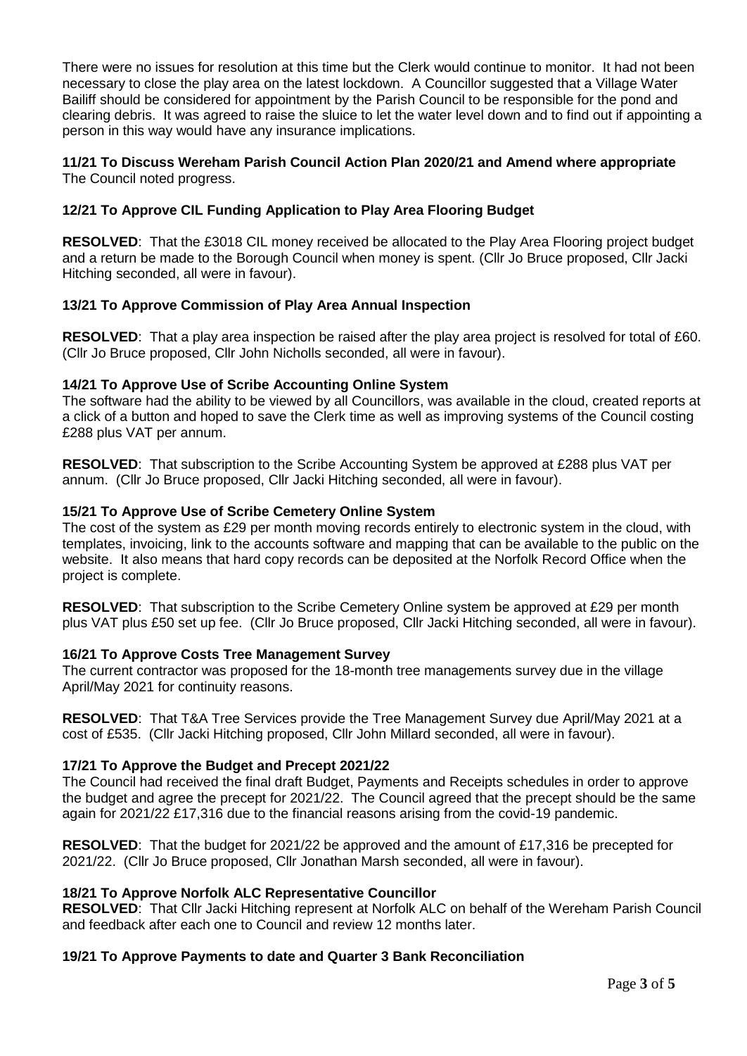There were no issues for resolution at this time but the Clerk would continue to monitor. It had not been necessary to close the play area on the latest lockdown. A Councillor suggested that a Village Water Bailiff should be considered for appointment by the Parish Council to be responsible for the pond and clearing debris. It was agreed to raise the sluice to let the water level down and to find out if appointing a person in this way would have any insurance implications.

**11/21 To Discuss Wereham Parish Council Action Plan 2020/21 and Amend where appropriate**
The Council noted progress.

**12/21 To Approve CIL Funding Application to Play Area Flooring Budget**

**RESOLVED**: That the £3018 CIL money received be allocated to the Play Area Flooring project budget and a return be made to the Borough Council when money is spent. (Cllr Jo Bruce proposed, Cllr Jacki Hitching seconded, all were in favour).

**13/21 To Approve Commission of Play Area Annual Inspection**

**RESOLVED**: That a play area inspection be raised after the play area project is resolved for total of £60. (Cllr Jo Bruce proposed, Cllr John Nicholls seconded, all were in favour).

**14/21 To Approve Use of Scribe Accounting Online System**
The software had the ability to be viewed by all Councillors, was available in the cloud, created reports at a click of a button and hoped to save the Clerk time as well as improving systems of the Council costing £288 plus VAT per annum.

**RESOLVED**: That subscription to the Scribe Accounting System be approved at £288 plus VAT per annum. (Cllr Jo Bruce proposed, Cllr Jacki Hitching seconded, all were in favour).

**15/21 To Approve Use of Scribe Cemetery Online System**
The cost of the system as £29 per month moving records entirely to electronic system in the cloud, with templates, invoicing, link to the accounts software and mapping that can be available to the public on the website. It also means that hard copy records can be deposited at the Norfolk Record Office when the project is complete.

**RESOLVED**: That subscription to the Scribe Cemetery Online system be approved at £29 per month plus VAT plus £50 set up fee. (Cllr Jo Bruce proposed, Cllr Jacki Hitching seconded, all were in favour).

**16/21 To Approve Costs Tree Management Survey**
The current contractor was proposed for the 18-month tree managements survey due in the village April/May 2021 for continuity reasons.

**RESOLVED**: That T&A Tree Services provide the Tree Management Survey due April/May 2021 at a cost of £535. (Cllr Jacki Hitching proposed, Cllr John Millard seconded, all were in favour).

**17/21 To Approve the Budget and Precept 2021/22**
The Council had received the final draft Budget, Payments and Receipts schedules in order to approve the budget and agree the precept for 2021/22. The Council agreed that the precept should be the same again for 2021/22 £17,316 due to the financial reasons arising from the covid-19 pandemic.

**RESOLVED**: That the budget for 2021/22 be approved and the amount of £17,316 be precepted for 2021/22. (Cllr Jo Bruce proposed, Cllr Jonathan Marsh seconded, all were in favour).

**18/21 To Approve Norfolk ALC Representative Councillor**
**RESOLVED**: That Cllr Jacki Hitching represent at Norfolk ALC on behalf of the Wereham Parish Council and feedback after each one to Council and review 12 months later.

**19/21 To Approve Payments to date and Quarter 3 Bank Reconciliation**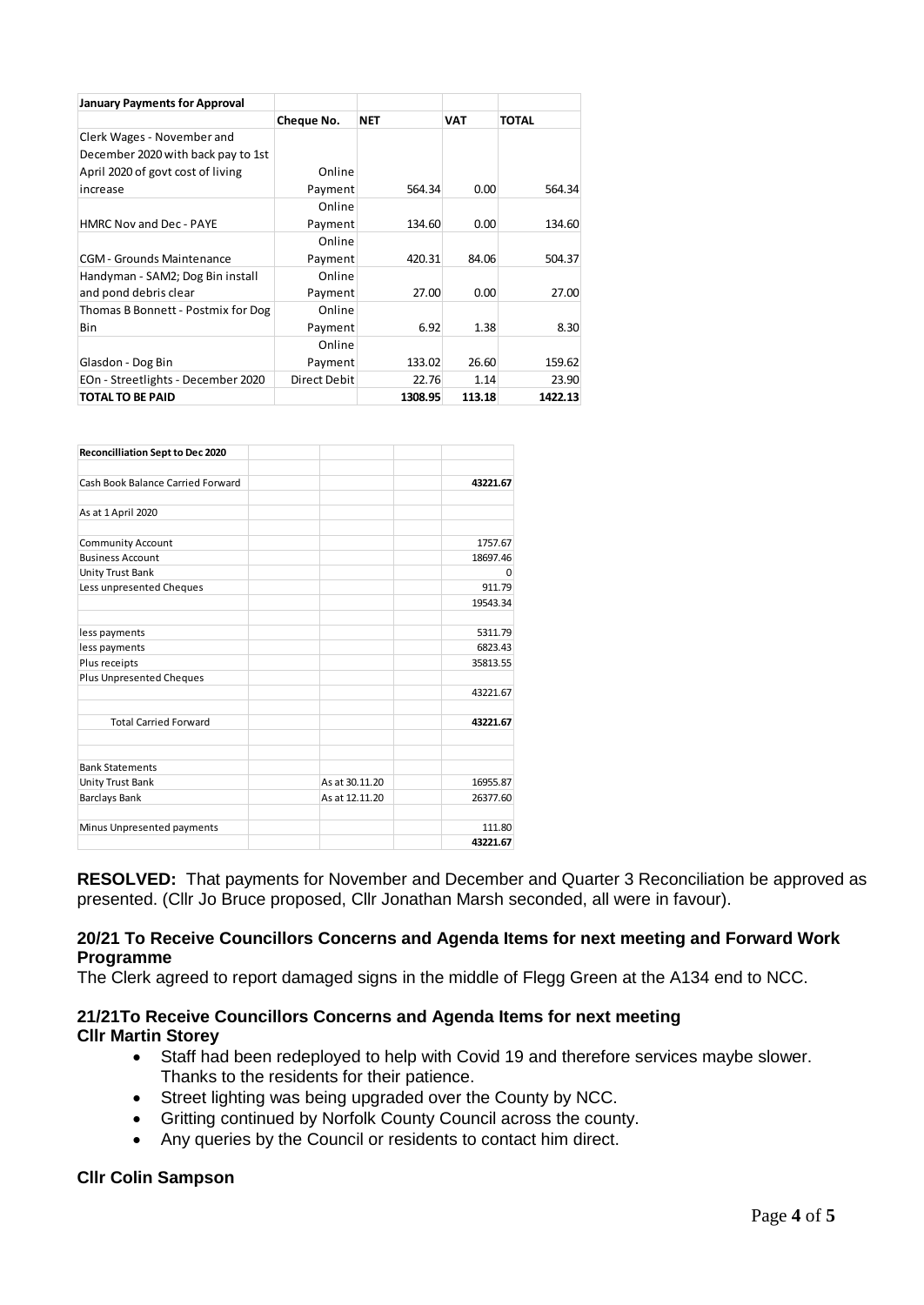| January Payments for Approval | | | | |
|---|---|---|---|---|
| | Cheque No. | NET | VAT | TOTAL |
| Clerk Wages - November and December 2020 with back pay to 1st April 2020 of govt cost of living increase | Online Payment | 564.34 | 0.00 | 564.34 |
| HMRC Nov and Dec - PAYE | Online Payment | 134.60 | 0.00 | 134.60 |
| CGM - Grounds Maintenance | Online Payment | 420.31 | 84.06 | 504.37 |
| Handyman - SAM2; Dog Bin install and pond debris clear | Online Payment | 27.00 | 0.00 | 27.00 |
| Thomas B Bonnett - Postmix for Dog Bin | Online Payment | 6.92 | 1.38 | 8.30 |
| Glasdon - Dog Bin | Online Payment | 133.02 | 26.60 | 159.62 |
| EOn - Streetlights - December 2020 | Direct Debit | 22.76 | 1.14 | 23.90 |
| TOTAL TO BE PAID | | 1308.95 | 113.18 | 1422.13 |

| Reconcilliation Sept to Dec 2020 | | | |
|---|---|---|---|
| Cash Book Balance Carried Forward | | | 43221.67 |
| As at 1 April 2020 | | | |
| Community Account | | | 1757.67 |
| Business Account | | | 18697.46 |
| Unity Trust Bank | | | 0 |
| Less unpresented Cheques | | | 911.79 |
| | | | 19543.34 |
| less payments | | | 5311.79 |
| less payments | | | 6823.43 |
| Plus receipts | | | 35813.55 |
| Plus Unpresented Cheques | | | |
| | | | 43221.67 |
| Total Carried Forward | | | 43221.67 |
| Bank Statements | | | |
| Unity Trust Bank | As at 30.11.20 | | 16955.87 |
| Barclays Bank | As at 12.11.20 | | 26377.60 |
| Minus Unpresented payments | | | 111.80 |
| | | | 43221.67 |

**RESOLVED:** That payments for November and December and Quarter 3 Reconciliation be approved as presented. (Cllr Jo Bruce proposed, Cllr Jonathan Marsh seconded, all were in favour).

### 20/21 To Receive Councillors Concerns and Agenda Items for next meeting and Forward Work Programme

The Clerk agreed to report damaged signs in the middle of Flegg Green at the A134 end to NCC.

### 21/21To Receive Councillors Concerns and Agenda Items for next meeting

**Cllr Martin Storey**

- Staff had been redeployed to help with Covid 19 and therefore services maybe slower. Thanks to the residents for their patience.
- Street lighting was being upgraded over the County by NCC.
- Gritting continued by Norfolk County Council across the county.
- Any queries by the Council or residents to contact him direct.

**Cllr Colin Sampson**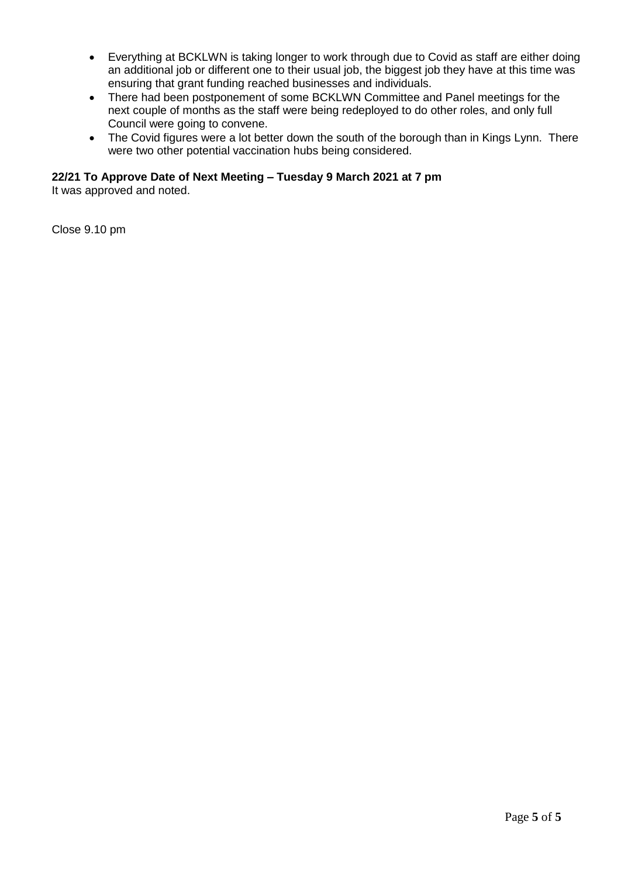- Everything at BCKLWN is taking longer to work through due to Covid as staff are either doing an additional job or different one to their usual job, the biggest job they have at this time was ensuring that grant funding reached businesses and individuals.
- There had been postponement of some BCKLWN Committee and Panel meetings for the next couple of months as the staff were being redeployed to do other roles, and only full Council were going to convene.
- The Covid figures were a lot better down the south of the borough than in Kings Lynn. There were two other potential vaccination hubs being considered.

**22/21 To Approve Date of Next Meeting – Tuesday 9 March 2021 at 7 pm**

It was approved and noted.

Close 9.10 pm